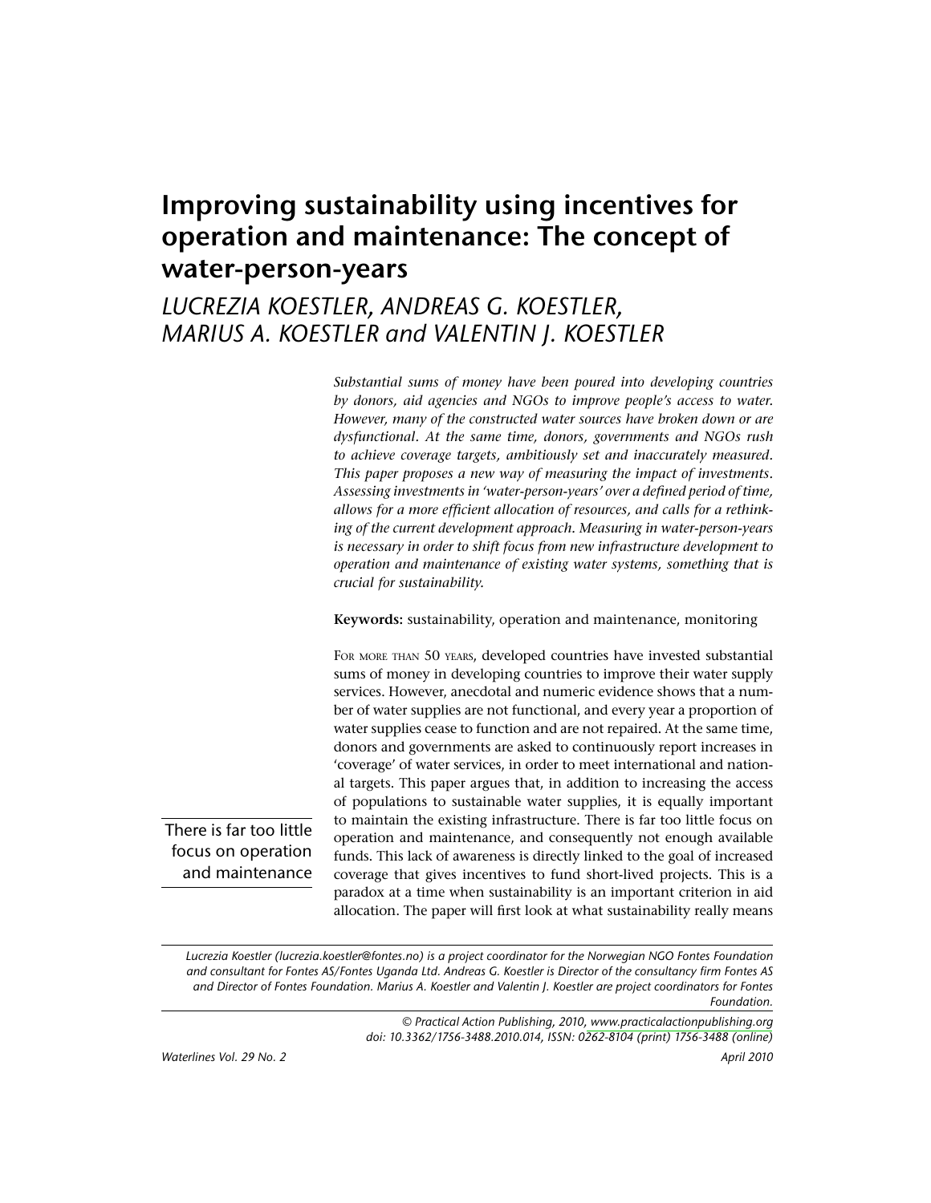# Improving sustainability using incentives for operation and maintenance: The concept of water-person-years

## LUCREZIA KOESTLER, ANDREAS G. KOESTLER, MARIUS A. KOESTLER and VALENTIN J. KOESTLER

*Substantial sums of money have been poured into developing countries by donors, aid agencies and NGOs to improve people's access to water. However, many of the constructed water sources have broken down or are dysfunctional. At the same time, donors, governments and NGOs rush to achieve coverage targets, ambitiously set and inaccurately measured. This paper proposes a new way of measuring the impact of investments. Assessing investments in 'water-person-years' over a defined period of time, allows for a more efficient allocation of resources, and calls for a rethinking of the current development approach. Measuring in water-person-years is necessary in order to shift focus from new infrastructure development to operation and maintenance of existing water systems, something that is crucial for sustainability.*

**Keywords:** sustainability, operation and maintenance, monitoring

For more than 50 years, developed countries have invested substantial sums of money in developing countries to improve their water supply services. However, anecdotal and numeric evidence shows that a number of water supplies are not functional, and every year a proportion of water supplies cease to function and are not repaired. At the same time, donors and governments are asked to continuously report increases in 'coverage' of water services, in order to meet international and national targets. This paper argues that, in addition to increasing the access of populations to sustainable water supplies, it is equally important to maintain the existing infrastructure. There is far too little focus on operation and maintenance, and consequently not enough available funds. This lack of awareness is directly linked to the goal of increased coverage that gives incentives to fund short-lived projects. This is a paradox at a time when sustainability is an important criterion in aid allocation. The paper will first look at what sustainability really means

> There is far too little focus on operation and maintenance

*Lucrezia Koestler (lucrezia.koestler@fontes.no) is a project coordinator for the Norwegian NGO Fontes Foundation and consultant for Fontes AS/Fontes Uganda Ltd. Andreas G. Koestler is Director of the consultancy firm Fontes AS and Director of Fontes Foundation. Marius A. Koestler and Valentin J. Koestler are project coordinators for Fontes Foundation.*

*© Practical Action Publishing, 2010, www.practicalactionpublishing.org*
*doi: 10.3362/1756-3488.2010.014, ISSN: 0262-8104 (print) 1756-3488 (online)*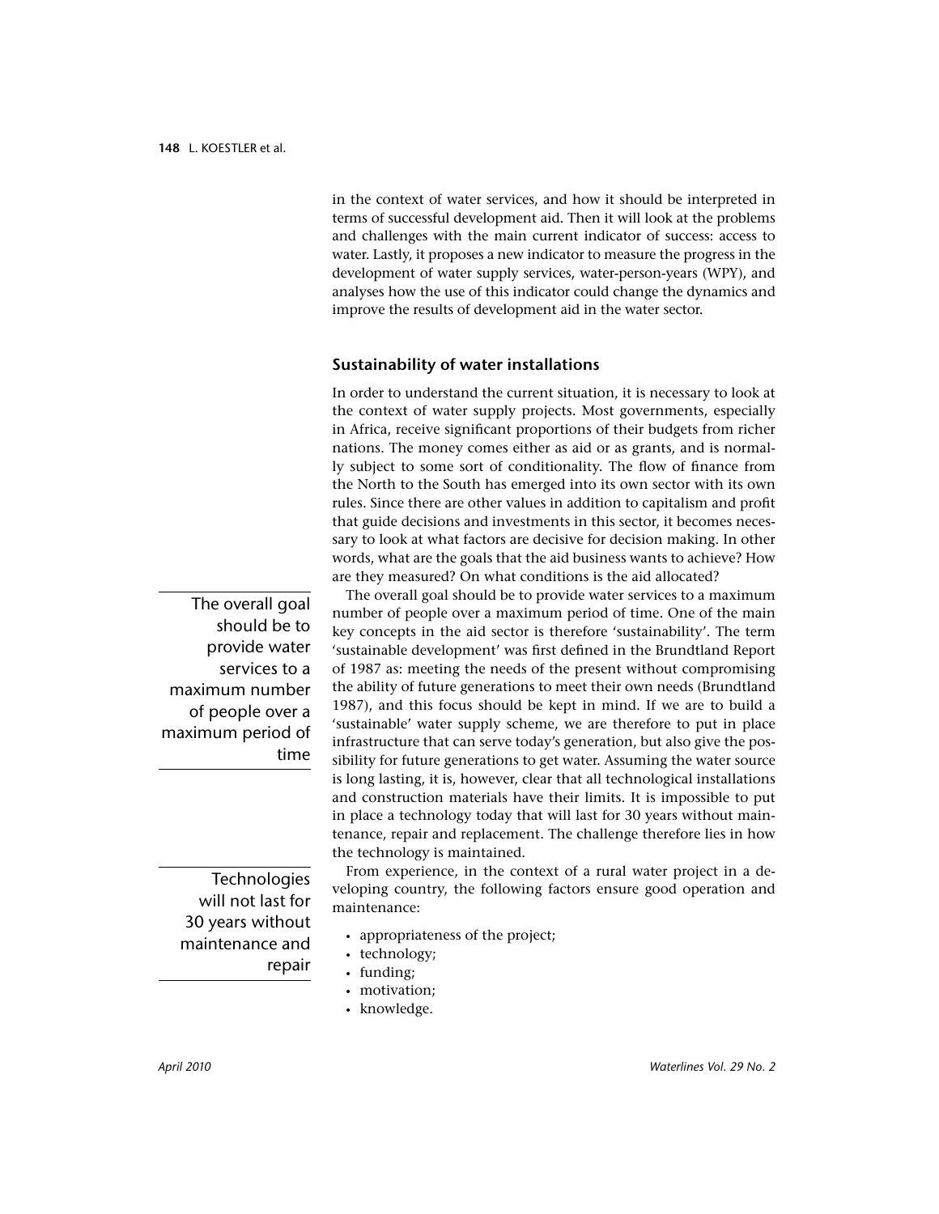in the context of water services, and how it should be interpreted in terms of successful development aid. Then it will look at the problems and challenges with the main current indicator of success: access to water. Lastly, it proposes a new indicator to measure the progress in the development of water supply services, water-person-years (WPY), and analyses how the use of this indicator could change the dynamics and improve the results of development aid in the water sector.

## Sustainability of water installations

In order to understand the current situation, it is necessary to look at the context of water supply projects. Most governments, especially in Africa, receive significant proportions of their budgets from richer nations. The money comes either as aid or as grants, and is normally subject to some sort of conditionality. The flow of finance from the North to the South has emerged into its own sector with its own rules. Since there are other values in addition to capitalism and profit that guide decisions and investments in this sector, it becomes necessary to look at what factors are decisive for decision making. In other words, what are the goals that the aid business wants to achieve? How are they measured? On what conditions is the aid allocated?

> The overall goal should be to provide water services to a maximum number of people over a maximum period of time

The overall goal should be to provide water services to a maximum number of people over a maximum period of time. One of the main key concepts in the aid sector is therefore 'sustainability'. The term 'sustainable development' was first defined in the Brundtland Report of 1987 as: meeting the needs of the present without compromising the ability of future generations to meet their own needs (Brundtland 1987), and this focus should be kept in mind. If we are to build a 'sustainable' water supply scheme, we are therefore to put in place infrastructure that can serve today's generation, but also give the possibility for future generations to get water. Assuming the water source is long lasting, it is, however, clear that all technological installations and construction materials have their limits. It is impossible to put in place a technology today that will last for 30 years without maintenance, repair and replacement. The challenge therefore lies in how the technology is maintained.

> Technologies will not last for 30 years without maintenance and repair

From experience, in the context of a rural water project in a developing country, the following factors ensure good operation and maintenance:

- appropriateness of the project;
- technology;
- funding;
- motivation;
- knowledge.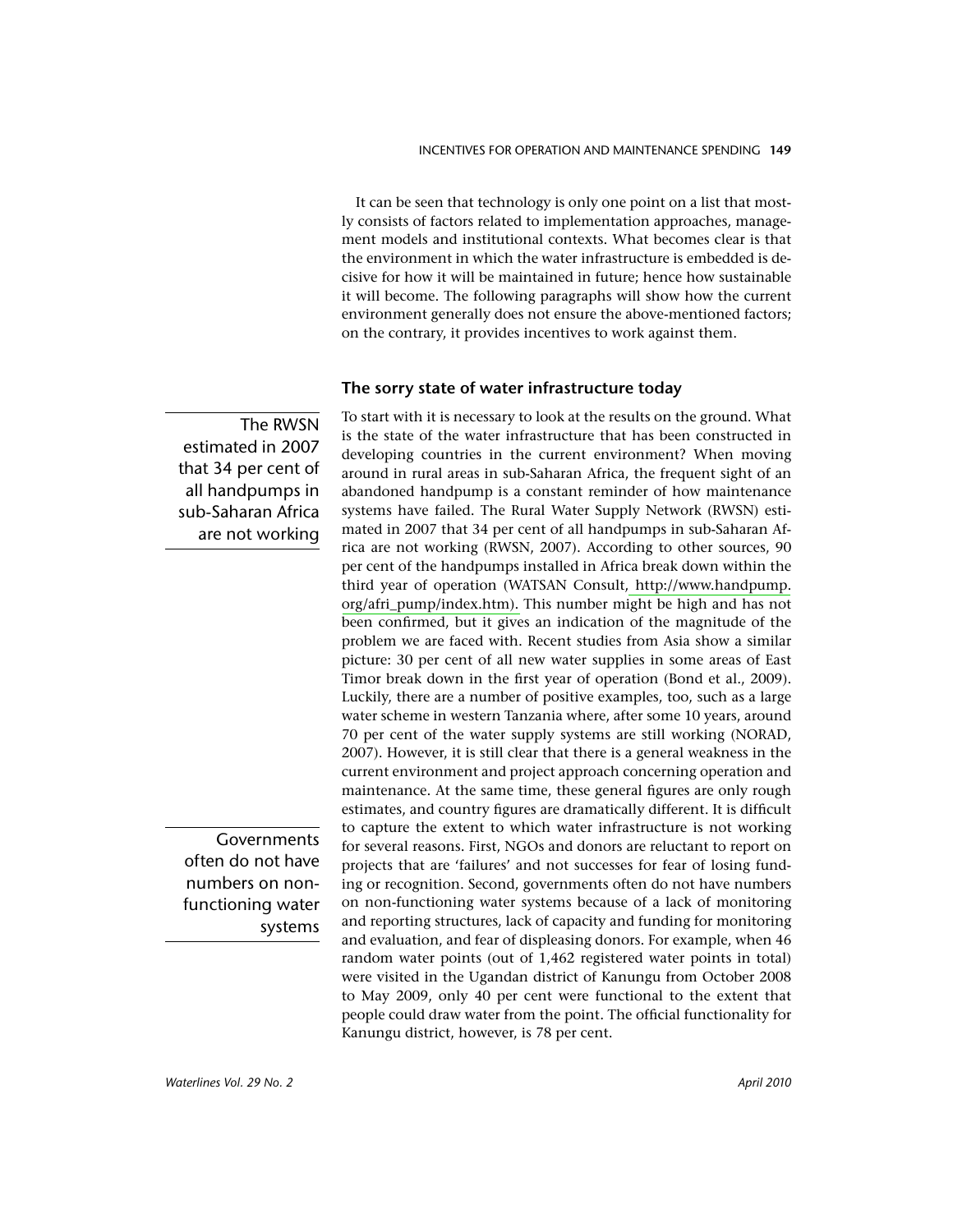It can be seen that technology is only one point on a list that mostly consists of factors related to implementation approaches, management models and institutional contexts. What becomes clear is that the environment in which the water infrastructure is embedded is decisive for how it will be maintained in future; hence how sustainable it will become. The following paragraphs will show how the current environment generally does not ensure the above-mentioned factors; on the contrary, it provides incentives to work against them.

### The sorry state of water infrastructure today

> The RWSN estimated in 2007 that 34 per cent of all handpumps in sub-Saharan Africa are not working

To start with it is necessary to look at the results on the ground. What is the state of the water infrastructure that has been constructed in developing countries in the current environment? When moving around in rural areas in sub-Saharan Africa, the frequent sight of an abandoned handpump is a constant reminder of how maintenance systems have failed. The Rural Water Supply Network (RWSN) estimated in 2007 that 34 per cent of all handpumps in sub-Saharan Africa are not working (RWSN, 2007). According to other sources, 90 per cent of the handpumps installed in Africa break down within the third year of operation (WATSAN Consult, http://www.handpump.org/afri_pump/index.htm). This number might be high and has not been confirmed, but it gives an indication of the magnitude of the problem we are faced with. Recent studies from Asia show a similar picture: 30 per cent of all new water supplies in some areas of East Timor break down in the first year of operation (Bond et al., 2009). Luckily, there are a number of positive examples, too, such as a large water scheme in western Tanzania where, after some 10 years, around 70 per cent of the water supply systems are still working (NORAD, 2007). However, it is still clear that there is a general weakness in the current environment and project approach concerning operation and maintenance. At the same time, these general figures are only rough estimates, and country figures are dramatically different. It is difficult to capture the extent to which water infrastructure is not working for several reasons. First, NGOs and donors are reluctant to report on projects that are 'failures' and not successes for fear of losing funding or recognition. Second, governments often do not have numbers on non-functioning water systems because of a lack of monitoring and reporting structures, lack of capacity and funding for monitoring and evaluation, and fear of displeasing donors. For example, when 46 random water points (out of 1,462 registered water points in total) were visited in the Ugandan district of Kanungu from October 2008 to May 2009, only 40 per cent were functional to the extent that people could draw water from the point. The official functionality for Kanungu district, however, is 78 per cent.

> Governments often do not have numbers on non-functioning water systems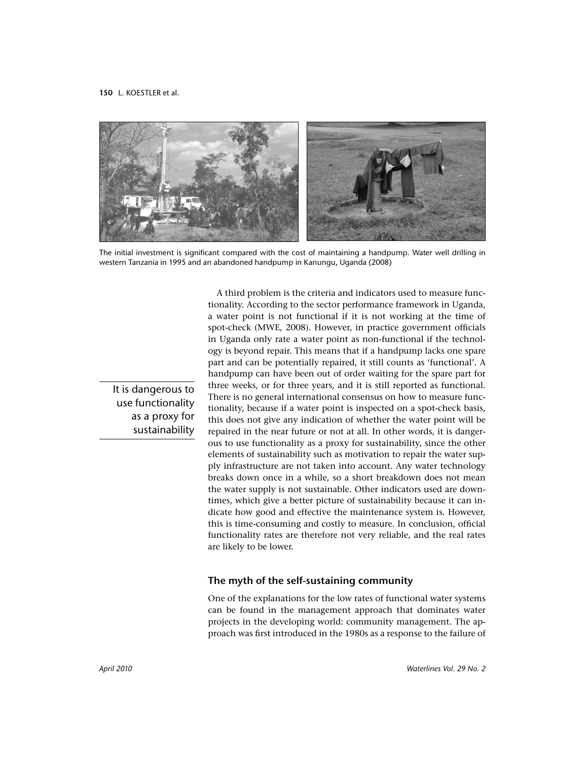The initial investment is significant compared with the cost of maintaining a handpump. Water well drilling in western Tanzania in 1995 and an abandoned handpump in Kanungu, Uganda (2008)

A third problem is the criteria and indicators used to measure functionality. According to the sector performance framework in Uganda, a water point is not functional if it is not working at the time of spot-check (MWE, 2008). However, in practice government officials in Uganda only rate a water point as non-functional if the technology is beyond repair. This means that if a handpump lacks one spare part and can be potentially repaired, it still counts as 'functional'. A handpump can have been out of order waiting for the spare part for three weeks, or for three years, and it is still reported as functional. There is no general international consensus on how to measure functionality, because if a water point is inspected on a spot-check basis, this does not give any indication of whether the water point will be repaired in the near future or not at all. In other words, it is dangerous to use functionality as a proxy for sustainability, since the other elements of sustainability such as motivation to repair the water supply infrastructure are not taken into account. Any water technology breaks down once in a while, so a short breakdown does not mean the water supply is not sustainable. Other indicators used are downtimes, which give a better picture of sustainability because it can indicate how good and effective the maintenance system is. However, this is time-consuming and costly to measure. In conclusion, official functionality rates are therefore not very reliable, and the real rates are likely to be lower.

> It is dangerous to use functionality as a proxy for sustainability

## The myth of the self-sustaining community

One of the explanations for the low rates of functional water systems can be found in the management approach that dominates water projects in the developing world: community management. The approach was first introduced in the 1980s as a response to the failure of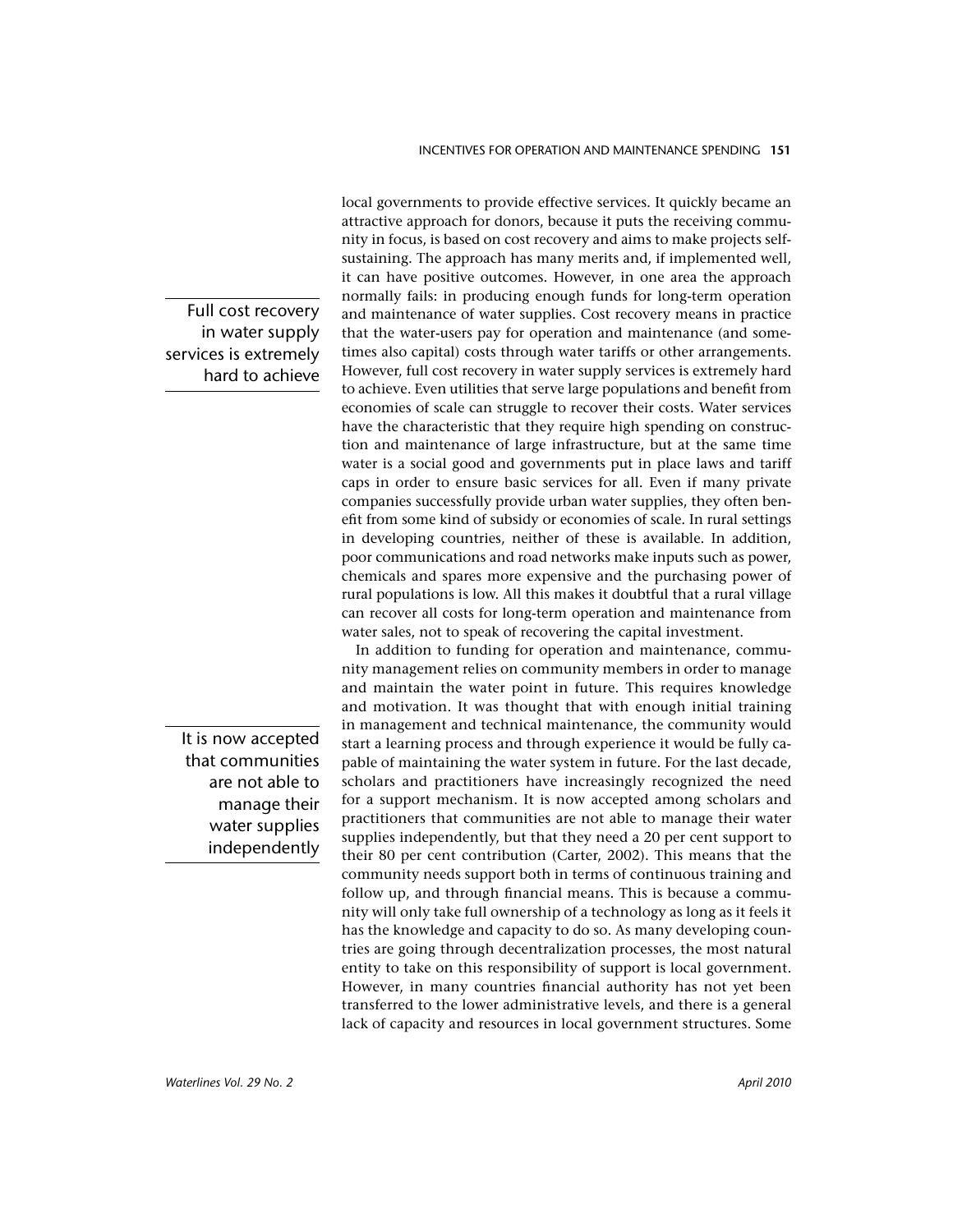local governments to provide effective services. It quickly became an attractive approach for donors, because it puts the receiving community in focus, is based on cost recovery and aims to make projects self-sustaining. The approach has many merits and, if implemented well, it can have positive outcomes. However, in one area the approach normally fails: in producing enough funds for long-term operation and maintenance of water supplies. Cost recovery means in practice that the water-users pay for operation and maintenance (and sometimes also capital) costs through water tariffs or other arrangements. However, full cost recovery in water supply services is extremely hard to achieve. Even utilities that serve large populations and benefit from economies of scale can struggle to recover their costs. Water services have the characteristic that they require high spending on construction and maintenance of large infrastructure, but at the same time water is a social good and governments put in place laws and tariff caps in order to ensure basic services for all. Even if many private companies successfully provide urban water supplies, they often benefit from some kind of subsidy or economies of scale. In rural settings in developing countries, neither of these is available. In addition, poor communications and road networks make inputs such as power, chemicals and spares more expensive and the purchasing power of rural populations is low. All this makes it doubtful that a rural village can recover all costs for long-term operation and maintenance from water sales, not to speak of recovering the capital investment.

> Full cost recovery in water supply services is extremely hard to achieve

In addition to funding for operation and maintenance, community management relies on community members in order to manage and maintain the water point in future. This requires knowledge and motivation. It was thought that with enough initial training in management and technical maintenance, the community would start a learning process and through experience it would be fully capable of maintaining the water system in future. For the last decade, scholars and practitioners have increasingly recognized the need for a support mechanism. It is now accepted among scholars and practitioners that communities are not able to manage their water supplies independently, but that they need a 20 per cent support to their 80 per cent contribution (Carter, 2002). This means that the community needs support both in terms of continuous training and follow up, and through financial means. This is because a community will only take full ownership of a technology as long as it feels it has the knowledge and capacity to do so. As many developing countries are going through decentralization processes, the most natural entity to take on this responsibility of support is local government. However, in many countries financial authority has not yet been transferred to the lower administrative levels, and there is a general lack of capacity and resources in local government structures. Some

> It is now accepted that communities are not able to manage their water supplies independently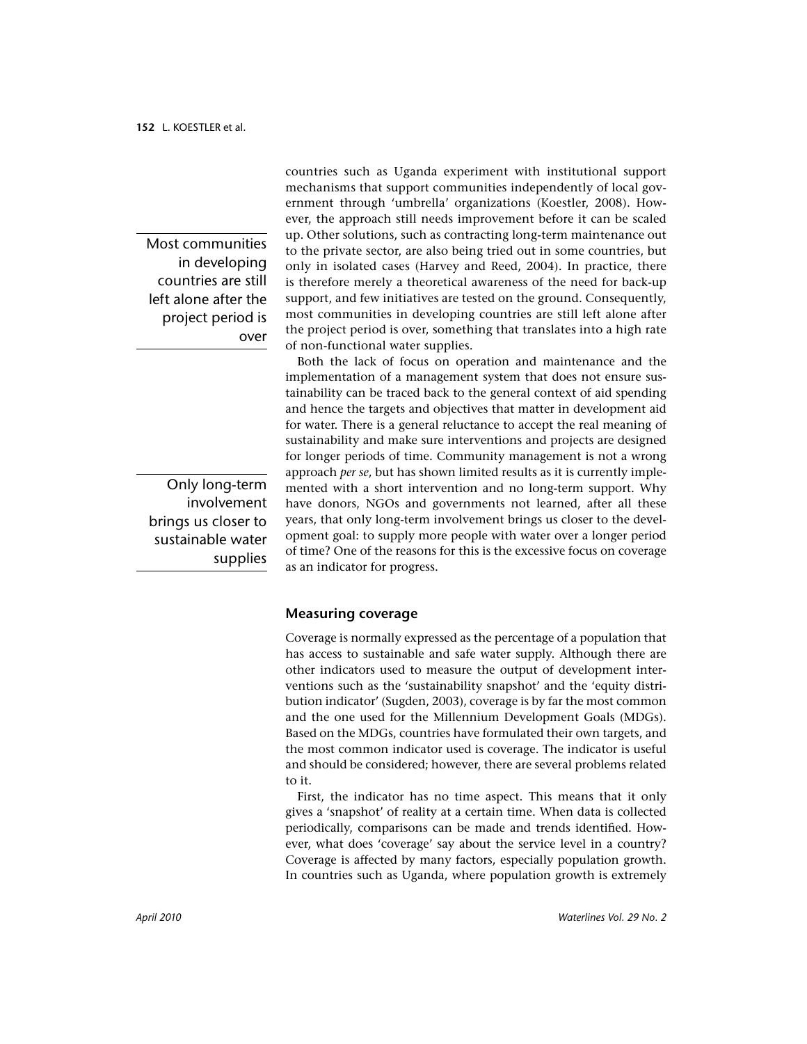countries such as Uganda experiment with institutional support mechanisms that support communities independently of local government through 'umbrella' organizations (Koestler, 2008). However, the approach still needs improvement before it can be scaled up. Other solutions, such as contracting long-term maintenance out to the private sector, are also being tried out in some countries, but only in isolated cases (Harvey and Reed, 2004). In practice, there is therefore merely a theoretical awareness of the need for back-up support, and few initiatives are tested on the ground. Consequently, most communities in developing countries are still left alone after the project period is over, something that translates into a high rate of non-functional water supplies.

> Most communities in developing countries are still left alone after the project period is over

Both the lack of focus on operation and maintenance and the implementation of a management system that does not ensure sustainability can be traced back to the general context of aid spending and hence the targets and objectives that matter in development aid for water. There is a general reluctance to accept the real meaning of sustainability and make sure interventions and projects are designed for longer periods of time. Community management is not a wrong approach *per se*, but has shown limited results as it is currently implemented with a short intervention and no long-term support. Why have donors, NGOs and governments not learned, after all these years, that only long-term involvement brings us closer to the development goal: to supply more people with water over a longer period of time? One of the reasons for this is the excessive focus on coverage as an indicator for progress.

> Only long-term involvement brings us closer to sustainable water supplies

## Measuring coverage

Coverage is normally expressed as the percentage of a population that has access to sustainable and safe water supply. Although there are other indicators used to measure the output of development interventions such as the 'sustainability snapshot' and the 'equity distribution indicator' (Sugden, 2003), coverage is by far the most common and the one used for the Millennium Development Goals (MDGs). Based on the MDGs, countries have formulated their own targets, and the most common indicator used is coverage. The indicator is useful and should be considered; however, there are several problems related to it.

First, the indicator has no time aspect. This means that it only gives a 'snapshot' of reality at a certain time. When data is collected periodically, comparisons can be made and trends identified. However, what does 'coverage' say about the service level in a country? Coverage is affected by many factors, especially population growth. In countries such as Uganda, where population growth is extremely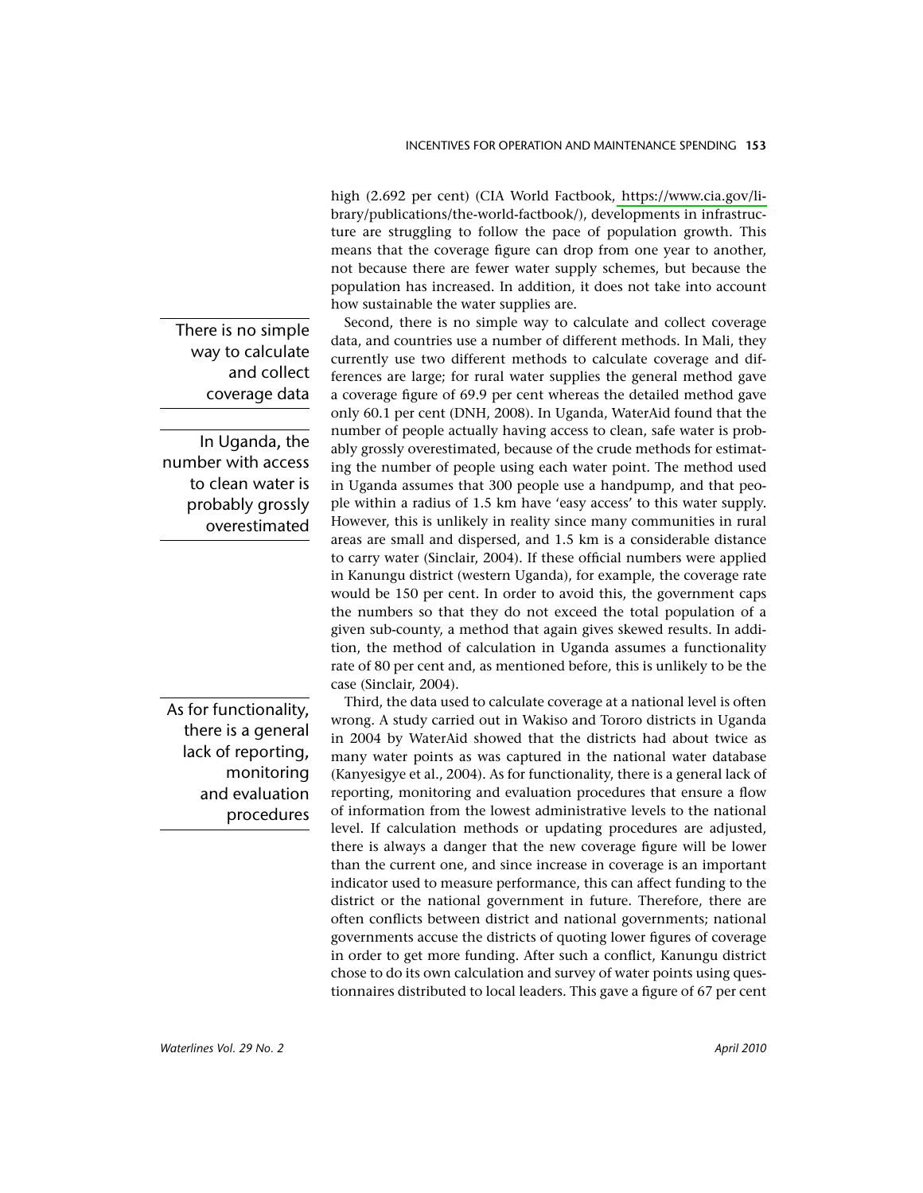high (2.692 per cent) (CIA World Factbook, https://www.cia.gov/library/publications/the-world-factbook/), developments in infrastructure are struggling to follow the pace of population growth. This means that the coverage figure can drop from one year to another, not because there are fewer water supply schemes, but because the population has increased. In addition, it does not take into account how sustainable the water supplies are.

> There is no simple way to calculate and collect coverage data

Second, there is no simple way to calculate and collect coverage data, and countries use a number of different methods. In Mali, they currently use two different methods to calculate coverage and differences are large; for rural water supplies the general method gave a coverage figure of 69.9 per cent whereas the detailed method gave only 60.1 per cent (DNH, 2008). In Uganda, WaterAid found that the number of people actually having access to clean, safe water is probably grossly overestimated, because of the crude methods for estimating the number of people using each water point. The method used in Uganda assumes that 300 people use a handpump, and that people within a radius of 1.5 km have 'easy access' to this water supply. However, this is unlikely in reality since many communities in rural areas are small and dispersed, and 1.5 km is a considerable distance to carry water (Sinclair, 2004). If these official numbers were applied in Kanungu district (western Uganda), for example, the coverage rate would be 150 per cent. In order to avoid this, the government caps the numbers so that they do not exceed the total population of a given sub-county, a method that again gives skewed results. In addition, the method of calculation in Uganda assumes a functionality rate of 80 per cent and, as mentioned before, this is unlikely to be the case (Sinclair, 2004).

> In Uganda, the number with access to clean water is probably grossly overestimated

> As for functionality, there is a general lack of reporting, monitoring and evaluation procedures

Third, the data used to calculate coverage at a national level is often wrong. A study carried out in Wakiso and Tororo districts in Uganda in 2004 by WaterAid showed that the districts had about twice as many water points as was captured in the national water database (Kanyesigye et al., 2004). As for functionality, there is a general lack of reporting, monitoring and evaluation procedures that ensure a flow of information from the lowest administrative levels to the national level. If calculation methods or updating procedures are adjusted, there is always a danger that the new coverage figure will be lower than the current one, and since increase in coverage is an important indicator used to measure performance, this can affect funding to the district or the national government in future. Therefore, there are often conflicts between district and national governments; national governments accuse the districts of quoting lower figures of coverage in order to get more funding. After such a conflict, Kanungu district chose to do its own calculation and survey of water points using questionnaires distributed to local leaders. This gave a figure of 67 per cent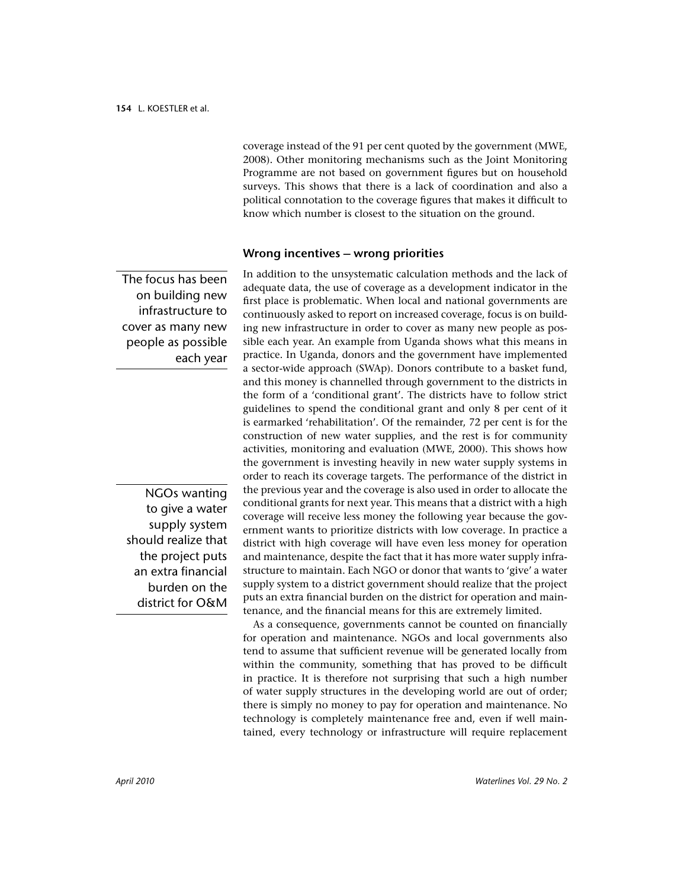coverage instead of the 91 per cent quoted by the government (MWE, 2008). Other monitoring mechanisms such as the Joint Monitoring Programme are not based on government figures but on household surveys. This shows that there is a lack of coordination and also a political connotation to the coverage figures that makes it difficult to know which number is closest to the situation on the ground.

## Wrong incentives – wrong priorities

> The focus has been on building new infrastructure to cover as many new people as possible each year

In addition to the unsystematic calculation methods and the lack of adequate data, the use of coverage as a development indicator in the first place is problematic. When local and national governments are continuously asked to report on increased coverage, focus is on building new infrastructure in order to cover as many new people as possible each year. An example from Uganda shows what this means in practice. In Uganda, donors and the government have implemented a sector-wide approach (SWAp). Donors contribute to a basket fund, and this money is channelled through government to the districts in the form of a 'conditional grant'. The districts have to follow strict guidelines to spend the conditional grant and only 8 per cent of it is earmarked 'rehabilitation'. Of the remainder, 72 per cent is for the construction of new water supplies, and the rest is for community activities, monitoring and evaluation (MWE, 2000). This shows how the government is investing heavily in new water supply systems in order to reach its coverage targets. The performance of the district in the previous year and the coverage is also used in order to allocate the conditional grants for next year. This means that a district with a high coverage will receive less money the following year because the government wants to prioritize districts with low coverage. In practice a district with high coverage will have even less money for operation and maintenance, despite the fact that it has more water supply infrastructure to maintain. Each NGO or donor that wants to 'give' a water supply system to a district government should realize that the project puts an extra financial burden on the district for operation and maintenance, and the financial means for this are extremely limited.

> NGOs wanting to give a water supply system should realize that the project puts an extra financial burden on the district for O&M

As a consequence, governments cannot be counted on financially for operation and maintenance. NGOs and local governments also tend to assume that sufficient revenue will be generated locally from within the community, something that has proved to be difficult in practice. It is therefore not surprising that such a high number of water supply structures in the developing world are out of order; there is simply no money to pay for operation and maintenance. No technology is completely maintenance free and, even if well maintained, every technology or infrastructure will require replacement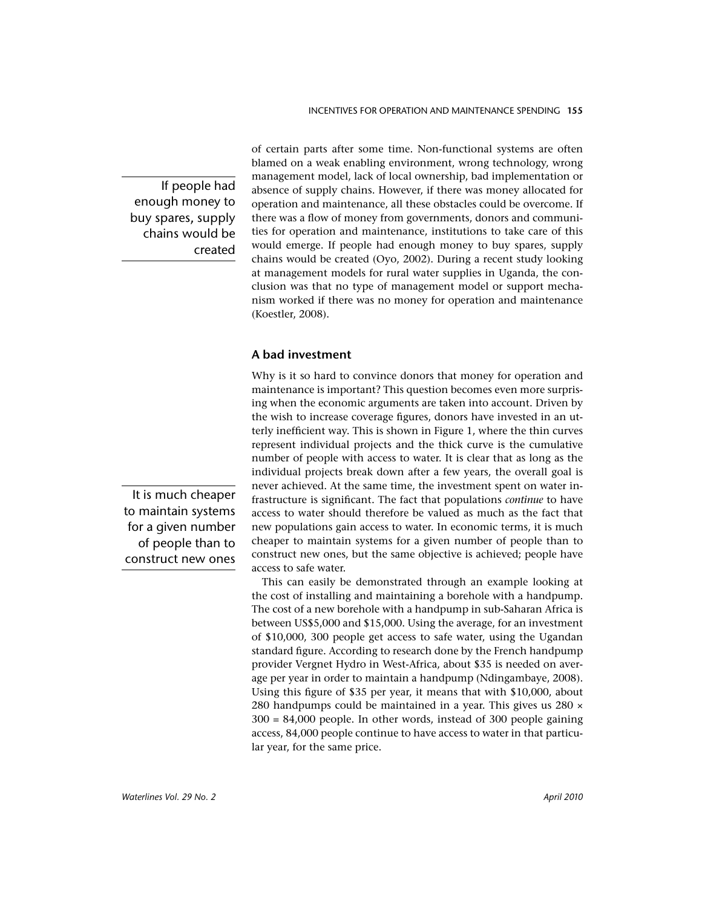of certain parts after some time. Non-functional systems are often blamed on a weak enabling environment, wrong technology, wrong management model, lack of local ownership, bad implementation or absence of supply chains. However, if there was money allocated for operation and maintenance, all these obstacles could be overcome. If there was a flow of money from governments, donors and communities for operation and maintenance, institutions to take care of this would emerge. If people had enough money to buy spares, supply chains would be created (Oyo, 2002). During a recent study looking at management models for rural water supplies in Uganda, the conclusion was that no type of management model or support mechanism worked if there was no money for operation and maintenance (Koestler, 2008).

If people had enough money to buy spares, supply chains would be created

## A bad investment

Why is it so hard to convince donors that money for operation and maintenance is important? This question becomes even more surprising when the economic arguments are taken into account. Driven by the wish to increase coverage figures, donors have invested in an utterly inefficient way. This is shown in Figure 1, where the thin curves represent individual projects and the thick curve is the cumulative number of people with access to water. It is clear that as long as the individual projects break down after a few years, the overall goal is never achieved. At the same time, the investment spent on water infrastructure is significant. The fact that populations *continue* to have access to water should therefore be valued as much as the fact that new populations gain access to water. In economic terms, it is much cheaper to maintain systems for a given number of people than to construct new ones, but the same objective is achieved; people have access to safe water.

It is much cheaper to maintain systems for a given number of people than to construct new ones

This can easily be demonstrated through an example looking at the cost of installing and maintaining a borehole with a handpump. The cost of a new borehole with a handpump in sub-Saharan Africa is between US$5,000 and $15,000. Using the average, for an investment of $10,000, 300 people get access to safe water, using the Ugandan standard figure. According to research done by the French handpump provider Vergnet Hydro in West-Africa, about $35 is needed on average per year in order to maintain a handpump (Ndingambaye, 2008). Using this figure of $35 per year, it means that with $10,000, about 280 handpumps could be maintained in a year. This gives us $280 \times 300 = 84{,}000$ people. In other words, instead of 300 people gaining access, 84,000 people continue to have access to water in that particular year, for the same price.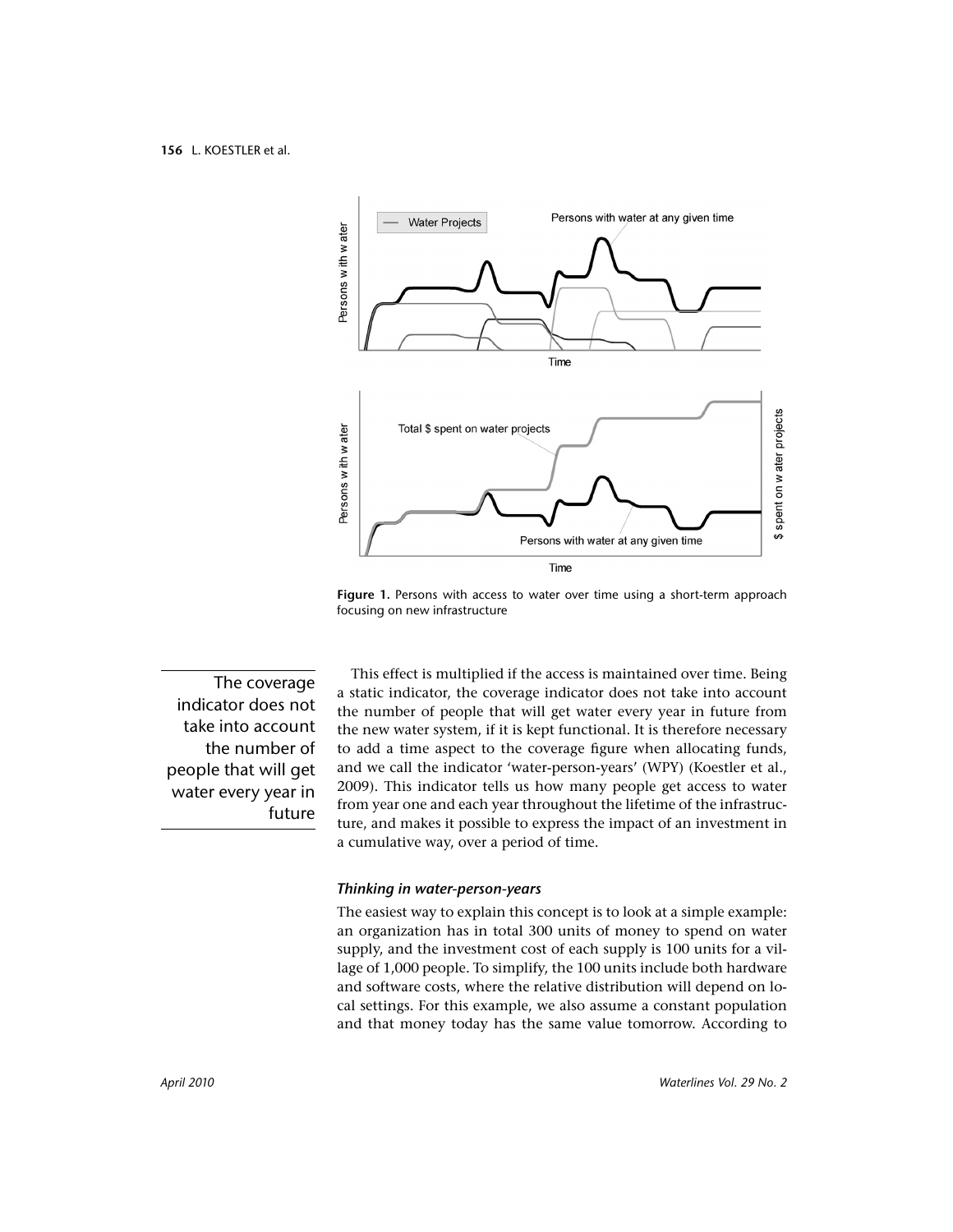Figure 1. Persons with access to water over time using a short-term approach focusing on new infrastructure

The coverage indicator does not take into account the number of people that will get water every year in future

This effect is multiplied if the access is maintained over time. Being a static indicator, the coverage indicator does not take into account the number of people that will get water every year in future from the new water system, if it is kept functional. It is therefore necessary to add a time aspect to the coverage figure when allocating funds, and we call the indicator 'water-person-years' (WPY) (Koestler et al., 2009). This indicator tells us how many people get access to water from year one and each year throughout the lifetime of the infrastructure, and makes it possible to express the impact of an investment in a cumulative way, over a period of time.

### *Thinking in water-person-years*

The easiest way to explain this concept is to look at a simple example: an organization has in total 300 units of money to spend on water supply, and the investment cost of each supply is 100 units for a village of 1,000 people. To simplify, the 100 units include both hardware and software costs, where the relative distribution will depend on local settings. For this example, we also assume a constant population and that money today has the same value tomorrow. According to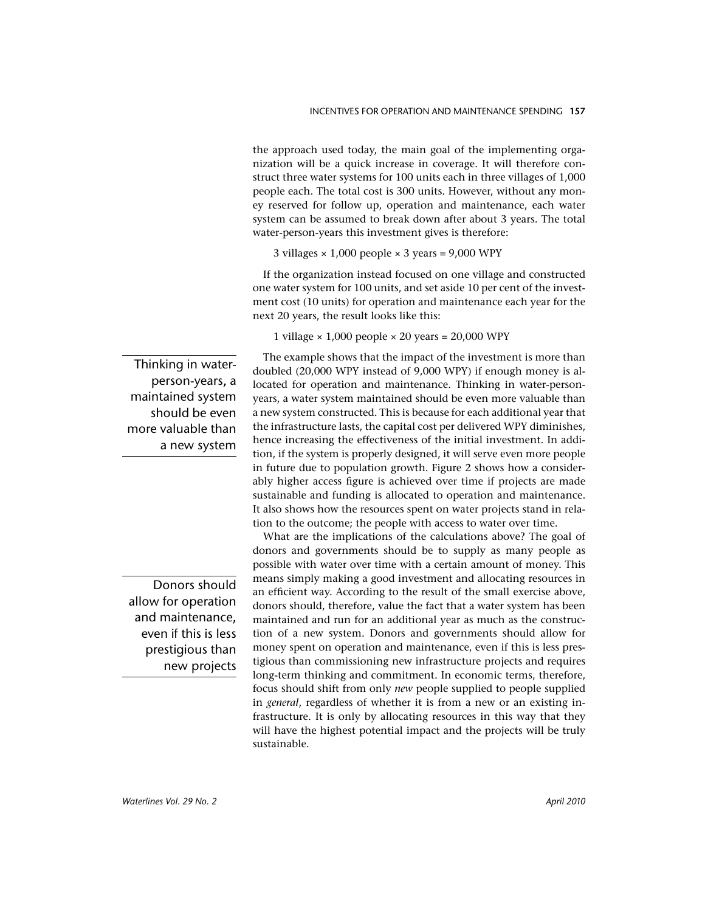the approach used today, the main goal of the implementing organization will be a quick increase in coverage. It will therefore construct three water systems for 100 units each in three villages of 1,000 people each. The total cost is 300 units. However, without any money reserved for follow up, operation and maintenance, each water system can be assumed to break down after about 3 years. The total water-person-years this investment gives is therefore:

3 villages × 1,000 people × 3 years = 9,000 WPY

If the organization instead focused on one village and constructed one water system for 100 units, and set aside 10 per cent of the investment cost (10 units) for operation and maintenance each year for the next 20 years, the result looks like this:

1 village × 1,000 people × 20 years = 20,000 WPY

> Thinking in water-person-years, a maintained system should be even more valuable than a new system

The example shows that the impact of the investment is more than doubled (20,000 WPY instead of 9,000 WPY) if enough money is allocated for operation and maintenance. Thinking in water-person-years, a water system maintained should be even more valuable than a new system constructed. This is because for each additional year that the infrastructure lasts, the capital cost per delivered WPY diminishes, hence increasing the effectiveness of the initial investment. In addition, if the system is properly designed, it will serve even more people in future due to population growth. Figure 2 shows how a considerably higher access figure is achieved over time if projects are made sustainable and funding is allocated to operation and maintenance. It also shows how the resources spent on water projects stand in relation to the outcome; the people with access to water over time.

> Donors should allow for operation and maintenance, even if this is less prestigious than new projects

What are the implications of the calculations above? The goal of donors and governments should be to supply as many people as possible with water over time with a certain amount of money. This means simply making a good investment and allocating resources in an efficient way. According to the result of the small exercise above, donors should, therefore, value the fact that a water system has been maintained and run for an additional year as much as the construction of a new system. Donors and governments should allow for money spent on operation and maintenance, even if this is less prestigious than commissioning new infrastructure projects and requires long-term thinking and commitment. In economic terms, therefore, focus should shift from only *new* people supplied to people supplied in *general*, regardless of whether it is from a new or an existing infrastructure. It is only by allocating resources in this way that they will have the highest potential impact and the projects will be truly sustainable.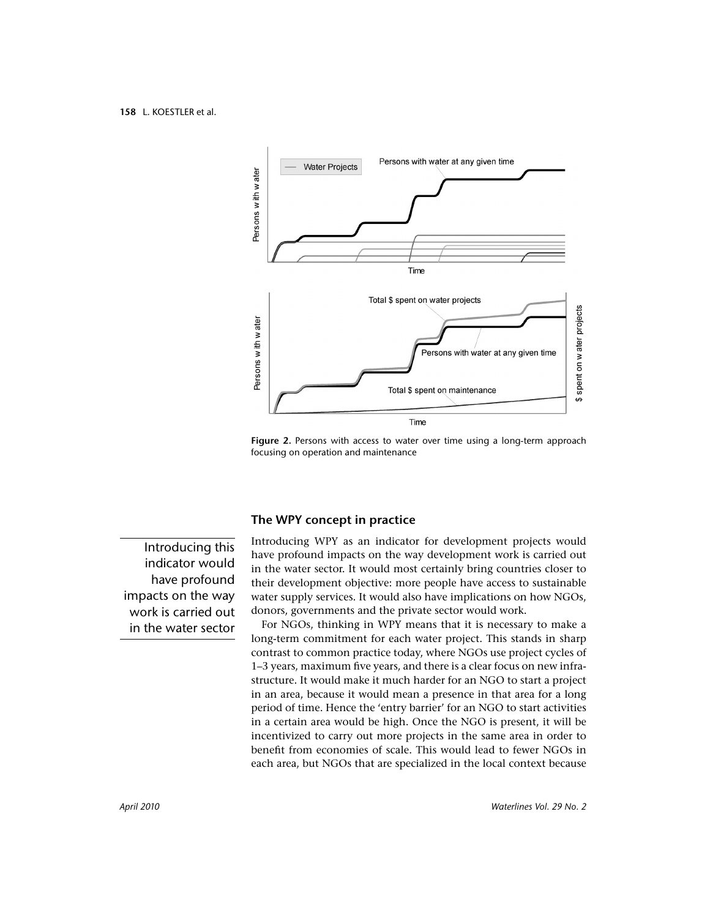Figure 2. Persons with access to water over time using a long-term approach focusing on operation and maintenance

## The WPY concept in practice

> Introducing this indicator would have profound impacts on the way work is carried out in the water sector

Introducing WPY as an indicator for development projects would have profound impacts on the way development work is carried out in the water sector. It would most certainly bring countries closer to their development objective: more people have access to sustainable water supply services. It would also have implications on how NGOs, donors, governments and the private sector would work.

For NGOs, thinking in WPY means that it is necessary to make a long-term commitment for each water project. This stands in sharp contrast to common practice today, where NGOs use project cycles of 1–3 years, maximum five years, and there is a clear focus on new infrastructure. It would make it much harder for an NGO to start a project in an area, because it would mean a presence in that area for a long period of time. Hence the 'entry barrier' for an NGO to start activities in a certain area would be high. Once the NGO is present, it will be incentivized to carry out more projects in the same area in order to benefit from economies of scale. This would lead to fewer NGOs in each area, but NGOs that are specialized in the local context because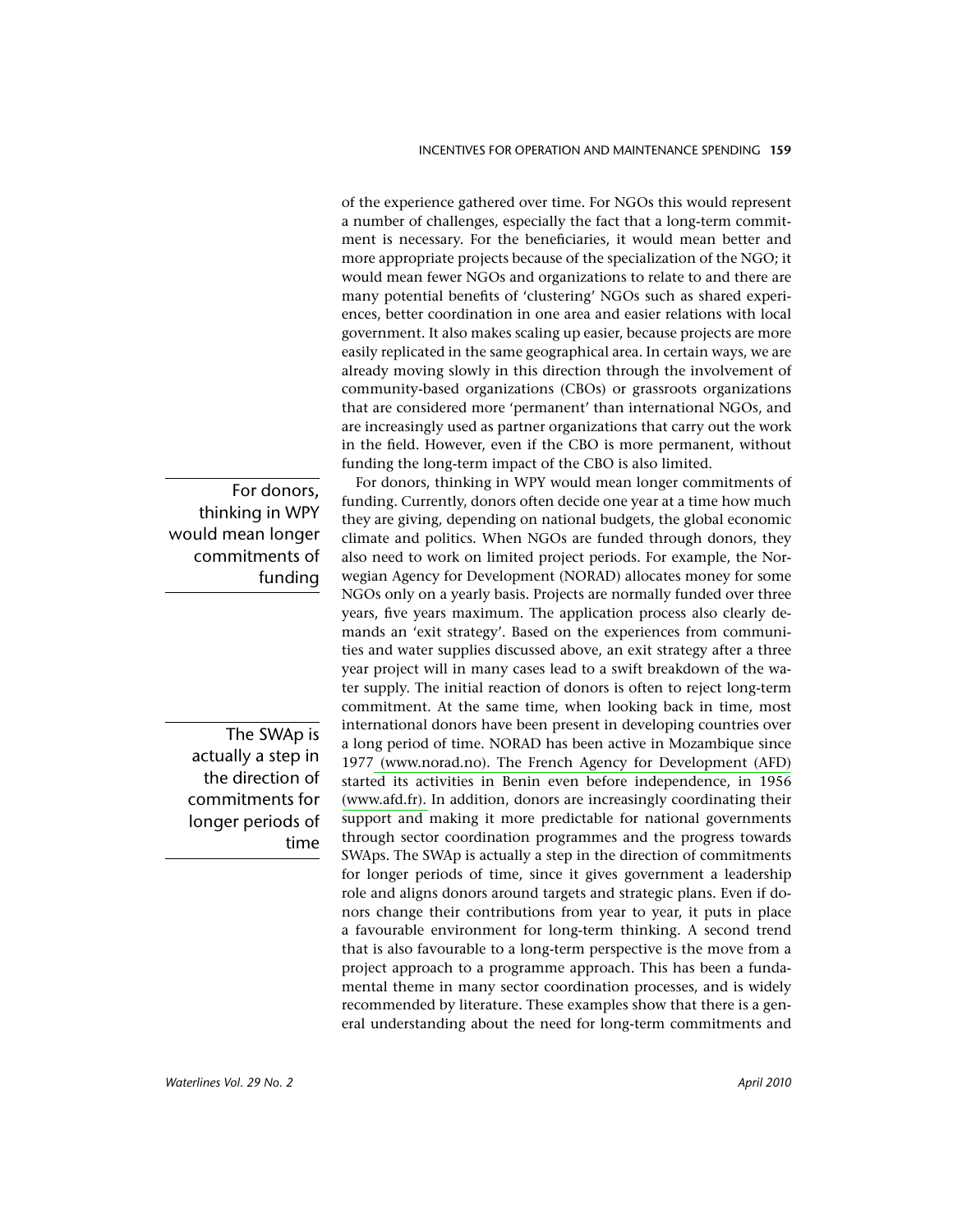of the experience gathered over time. For NGOs this would represent a number of challenges, especially the fact that a long-term commitment is necessary. For the beneficiaries, it would mean better and more appropriate projects because of the specialization of the NGO; it would mean fewer NGOs and organizations to relate to and there are many potential benefits of 'clustering' NGOs such as shared experiences, better coordination in one area and easier relations with local government. It also makes scaling up easier, because projects are more easily replicated in the same geographical area. In certain ways, we are already moving slowly in this direction through the involvement of community-based organizations (CBOs) or grassroots organizations that are considered more 'permanent' than international NGOs, and are increasingly used as partner organizations that carry out the work in the field. However, even if the CBO is more permanent, without funding the long-term impact of the CBO is also limited.

> For donors, thinking in WPY would mean longer commitments of funding

For donors, thinking in WPY would mean longer commitments of funding. Currently, donors often decide one year at a time how much they are giving, depending on national budgets, the global economic climate and politics. When NGOs are funded through donors, they also need to work on limited project periods. For example, the Norwegian Agency for Development (NORAD) allocates money for some NGOs only on a yearly basis. Projects are normally funded over three years, five years maximum. The application process also clearly demands an 'exit strategy'. Based on the experiences from communities and water supplies discussed above, an exit strategy after a three year project will in many cases lead to a swift breakdown of the water supply. The initial reaction of donors is often to reject long-term commitment. At the same time, when looking back in time, most international donors have been present in developing countries over a long period of time. NORAD has been active in Mozambique since 1977 (www.norad.no). The French Agency for Development (AFD) started its activities in Benin even before independence, in 1956 (www.afd.fr). In addition, donors are increasingly coordinating their support and making it more predictable for national governments through sector coordination programmes and the progress towards SWAps. The SWAp is actually a step in the direction of commitments for longer periods of time, since it gives government a leadership role and aligns donors around targets and strategic plans. Even if donors change their contributions from year to year, it puts in place a favourable environment for long-term thinking. A second trend that is also favourable to a long-term perspective is the move from a project approach to a programme approach. This has been a fundamental theme in many sector coordination processes, and is widely recommended by literature. These examples show that there is a general understanding about the need for long-term commitments and

> The SWAp is actually a step in the direction of commitments for longer periods of time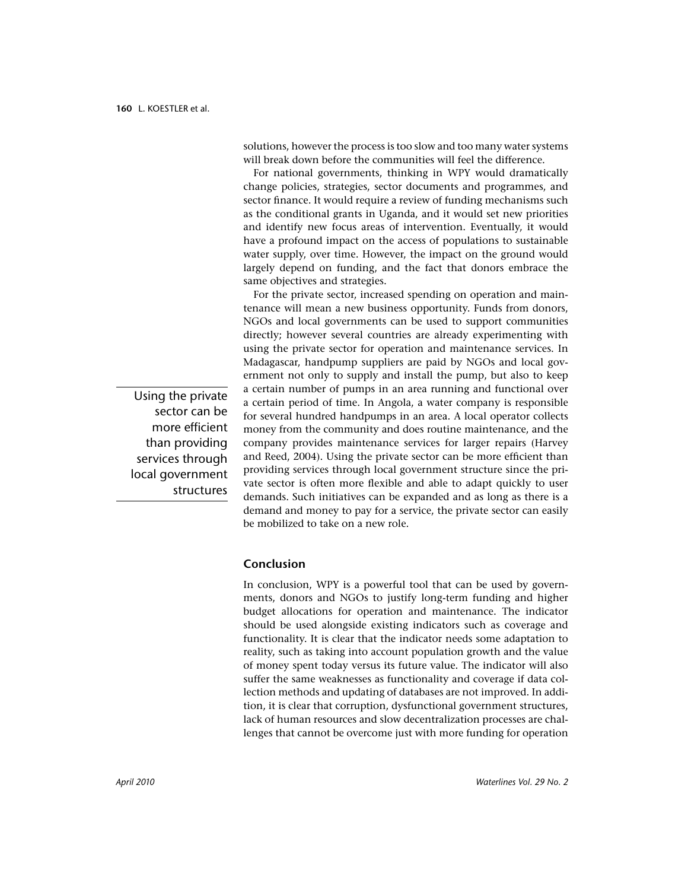solutions, however the process is too slow and too many water systems will break down before the communities will feel the difference.

For national governments, thinking in WPY would dramatically change policies, strategies, sector documents and programmes, and sector finance. It would require a review of funding mechanisms such as the conditional grants in Uganda, and it would set new priorities and identify new focus areas of intervention. Eventually, it would have a profound impact on the access of populations to sustainable water supply, over time. However, the impact on the ground would largely depend on funding, and the fact that donors embrace the same objectives and strategies.

For the private sector, increased spending on operation and maintenance will mean a new business opportunity. Funds from donors, NGOs and local governments can be used to support communities directly; however several countries are already experimenting with using the private sector for operation and maintenance services. In Madagascar, handpump suppliers are paid by NGOs and local government not only to supply and install the pump, but also to keep a certain number of pumps in an area running and functional over a certain period of time. In Angola, a water company is responsible for several hundred handpumps in an area. A local operator collects money from the community and does routine maintenance, and the company provides maintenance services for larger repairs (Harvey and Reed, 2004). Using the private sector can be more efficient than providing services through local government structure since the private sector is often more flexible and able to adapt quickly to user demands. Such initiatives can be expanded and as long as there is a demand and money to pay for a service, the private sector can easily be mobilized to take on a new role.

> Using the private sector can be more efficient than providing services through local government structures

## Conclusion

In conclusion, WPY is a powerful tool that can be used by governments, donors and NGOs to justify long-term funding and higher budget allocations for operation and maintenance. The indicator should be used alongside existing indicators such as coverage and functionality. It is clear that the indicator needs some adaptation to reality, such as taking into account population growth and the value of money spent today versus its future value. The indicator will also suffer the same weaknesses as functionality and coverage if data collection methods and updating of databases are not improved. In addition, it is clear that corruption, dysfunctional government structures, lack of human resources and slow decentralization processes are challenges that cannot be overcome just with more funding for operation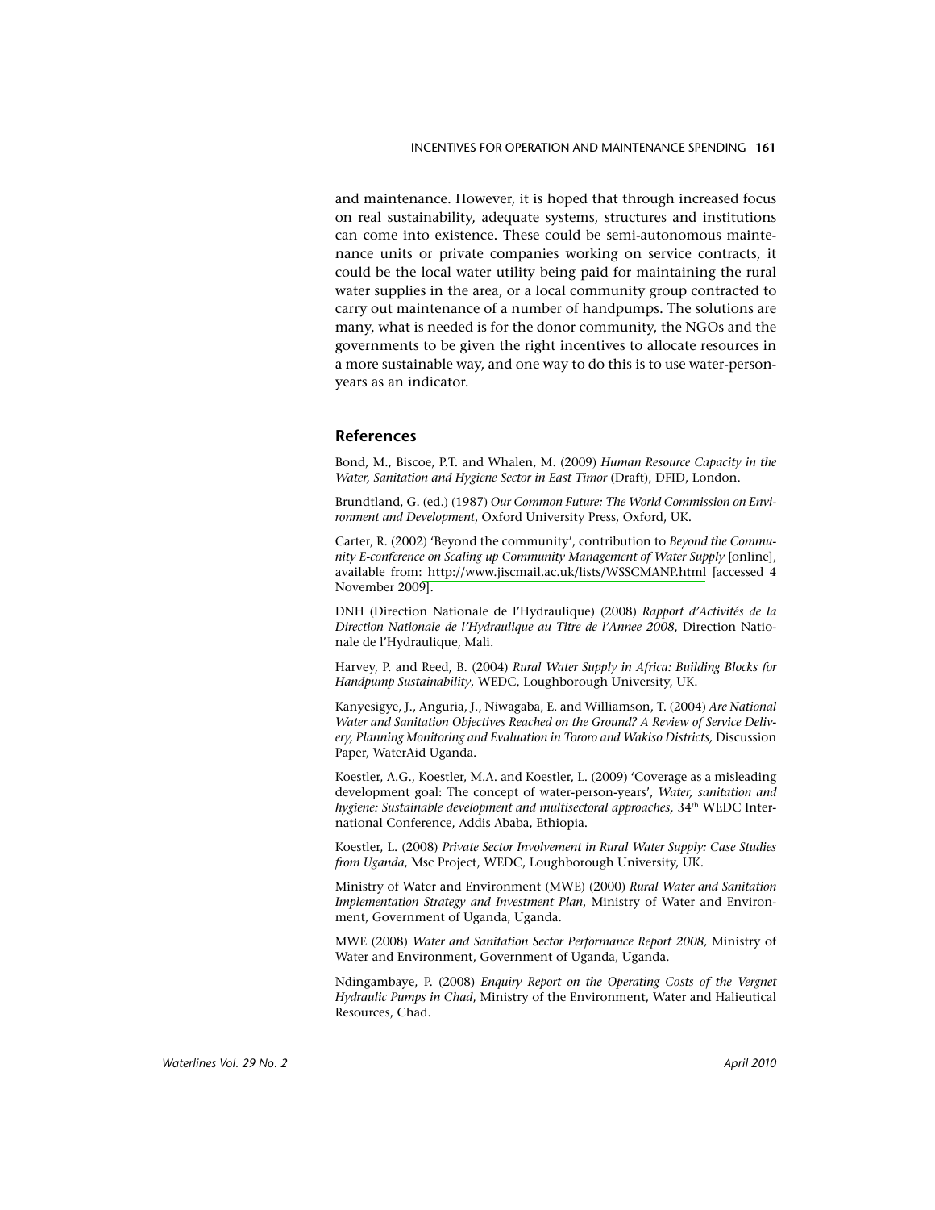and maintenance. However, it is hoped that through increased focus on real sustainability, adequate systems, structures and institutions can come into existence. These could be semi-autonomous maintenance units or private companies working on service contracts, it could be the local water utility being paid for maintaining the rural water supplies in the area, or a local community group contracted to carry out maintenance of a number of handpumps. The solutions are many, what is needed is for the donor community, the NGOs and the governments to be given the right incentives to allocate resources in a more sustainable way, and one way to do this is to use water-person-years as an indicator.

## References

Bond, M., Biscoe, P.T. and Whalen, M. (2009) *Human Resource Capacity in the Water, Sanitation and Hygiene Sector in East Timor* (Draft), DFID, London.

Brundtland, G. (ed.) (1987) *Our Common Future: The World Commission on Environment and Development*, Oxford University Press, Oxford, UK.

Carter, R. (2002) 'Beyond the community', contribution to *Beyond the Community E-conference on Scaling up Community Management of Water Supply* [online], available from: http://www.jiscmail.ac.uk/lists/WSSCMANP.html [accessed 4 November 2009].

DNH (Direction Nationale de l'Hydraulique) (2008) *Rapport d'Activités de la Direction Nationale de l'Hydraulique au Titre de l'Annee 2008*, Direction Nationale de l'Hydraulique, Mali.

Harvey, P. and Reed, B. (2004) *Rural Water Supply in Africa: Building Blocks for Handpump Sustainability*, WEDC, Loughborough University, UK.

Kanyesigye, J., Anguria, J., Niwagaba, E. and Williamson, T. (2004) *Are National Water and Sanitation Objectives Reached on the Ground? A Review of Service Delivery, Planning Monitoring and Evaluation in Tororo and Wakiso Districts,* Discussion Paper, WaterAid Uganda.

Koestler, A.G., Koestler, M.A. and Koestler, L. (2009) 'Coverage as a misleading development goal: The concept of water-person-years', *Water, sanitation and hygiene: Sustainable development and multisectoral approaches,* 34th WEDC International Conference, Addis Ababa, Ethiopia.

Koestler, L. (2008) *Private Sector Involvement in Rural Water Supply: Case Studies from Uganda*, Msc Project, WEDC, Loughborough University, UK.

Ministry of Water and Environment (MWE) (2000) *Rural Water and Sanitation Implementation Strategy and Investment Plan*, Ministry of Water and Environment, Government of Uganda, Uganda.

MWE (2008) *Water and Sanitation Sector Performance Report 2008,* Ministry of Water and Environment, Government of Uganda, Uganda.

Ndingambaye, P. (2008) *Enquiry Report on the Operating Costs of the Vergnet Hydraulic Pumps in Chad*, Ministry of the Environment, Water and Halieutical Resources, Chad.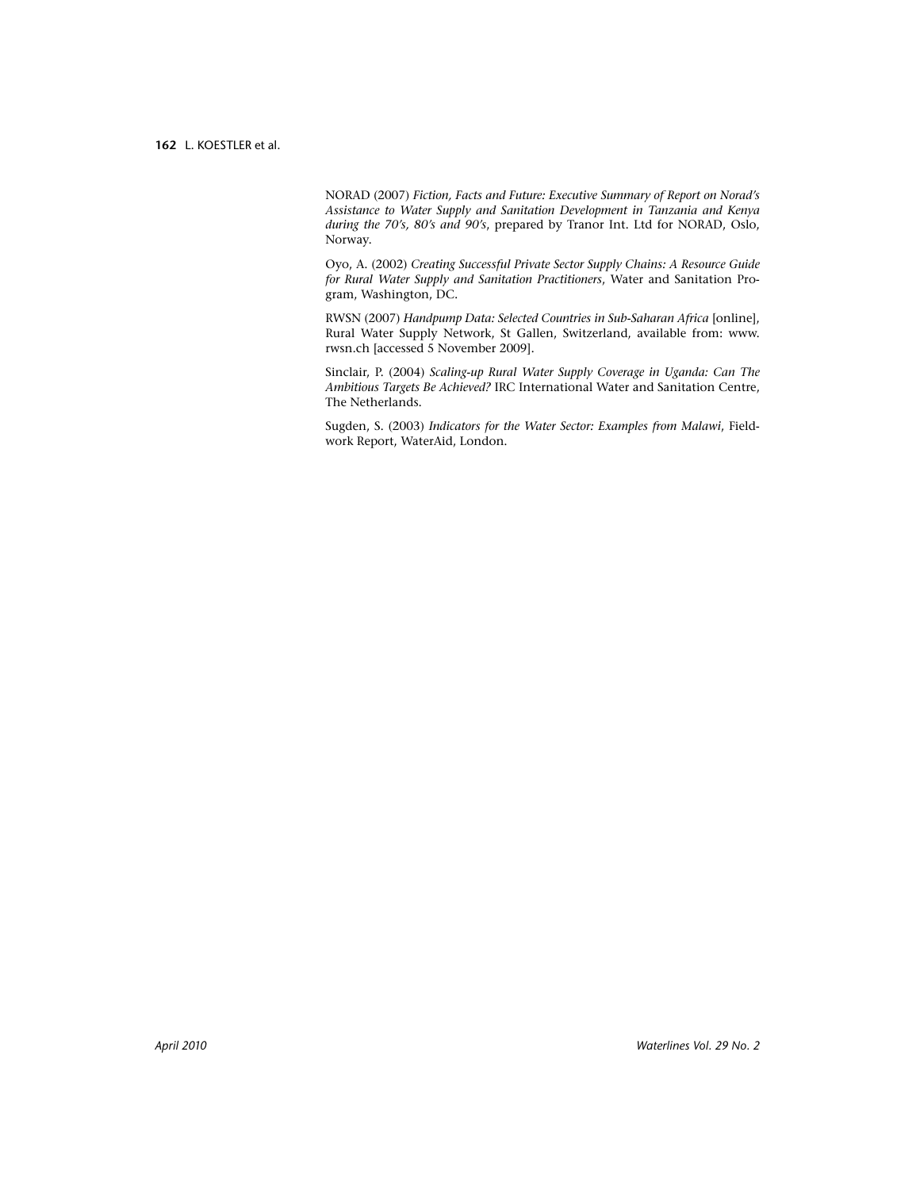NORAD (2007) *Fiction, Facts and Future: Executive Summary of Report on Norad's Assistance to Water Supply and Sanitation Development in Tanzania and Kenya during the 70's, 80's and 90's*, prepared by Tranor Int. Ltd for NORAD, Oslo, Norway.

Oyo, A. (2002) *Creating Successful Private Sector Supply Chains: A Resource Guide for Rural Water Supply and Sanitation Practitioners*, Water and Sanitation Program, Washington, DC.

RWSN (2007) *Handpump Data: Selected Countries in Sub-Saharan Africa* [online], Rural Water Supply Network, St Gallen, Switzerland, available from: www.rwsn.ch [accessed 5 November 2009].

Sinclair, P. (2004) *Scaling-up Rural Water Supply Coverage in Uganda: Can The Ambitious Targets Be Achieved?* IRC International Water and Sanitation Centre, The Netherlands.

Sugden, S. (2003) *Indicators for the Water Sector: Examples from Malawi*, Fieldwork Report, WaterAid, London.